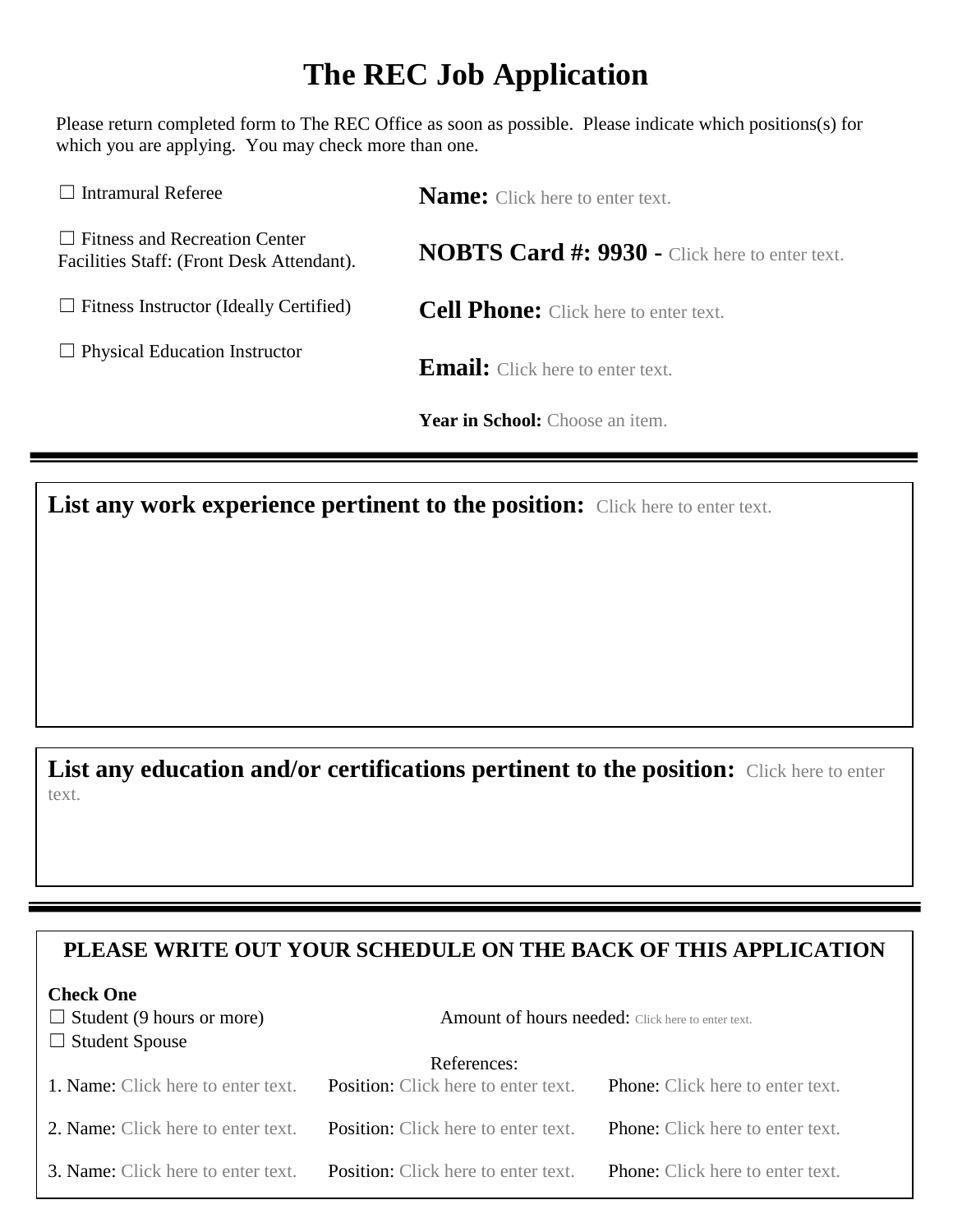# The REC Job Application

Please return completed form to The REC Office as soon as possible. Please indicate which positions(s) for which you are applying. You may check more than one.

☐ Intramural Referee

☐ Fitness and Recreation Center Facilities Staff: (Front Desk Attendant).

☐ Fitness Instructor (Ideally Certified)

☐ Physical Education Instructor

**Name:** Click here to enter text.

**NOBTS Card #: 9930 -** Click here to enter text.

**Cell Phone:** Click here to enter text.

**Email:** Click here to enter text.

**Year in School:** Choose an item.

---

**List any work experience pertinent to the position:** Click here to enter text.

**List any education and/or certifications pertinent to the position:** Click here to enter text.

---

**PLEASE WRITE OUT YOUR SCHEDULE ON THE BACK OF THIS APPLICATION**

**Check One**

☐ Student (9 hours or more)

☐ Student Spouse

Amount of hours needed: Click here to enter text.

References:

| Name | Position | Phone |
|---|---|---|
| 1. Name: Click here to enter text. | Position: Click here to enter text. | Phone: Click here to enter text. |
| 2. Name: Click here to enter text. | Position: Click here to enter text. | Phone: Click here to enter text. |
| 3. Name: Click here to enter text. | Position: Click here to enter text. | Phone: Click here to enter text. |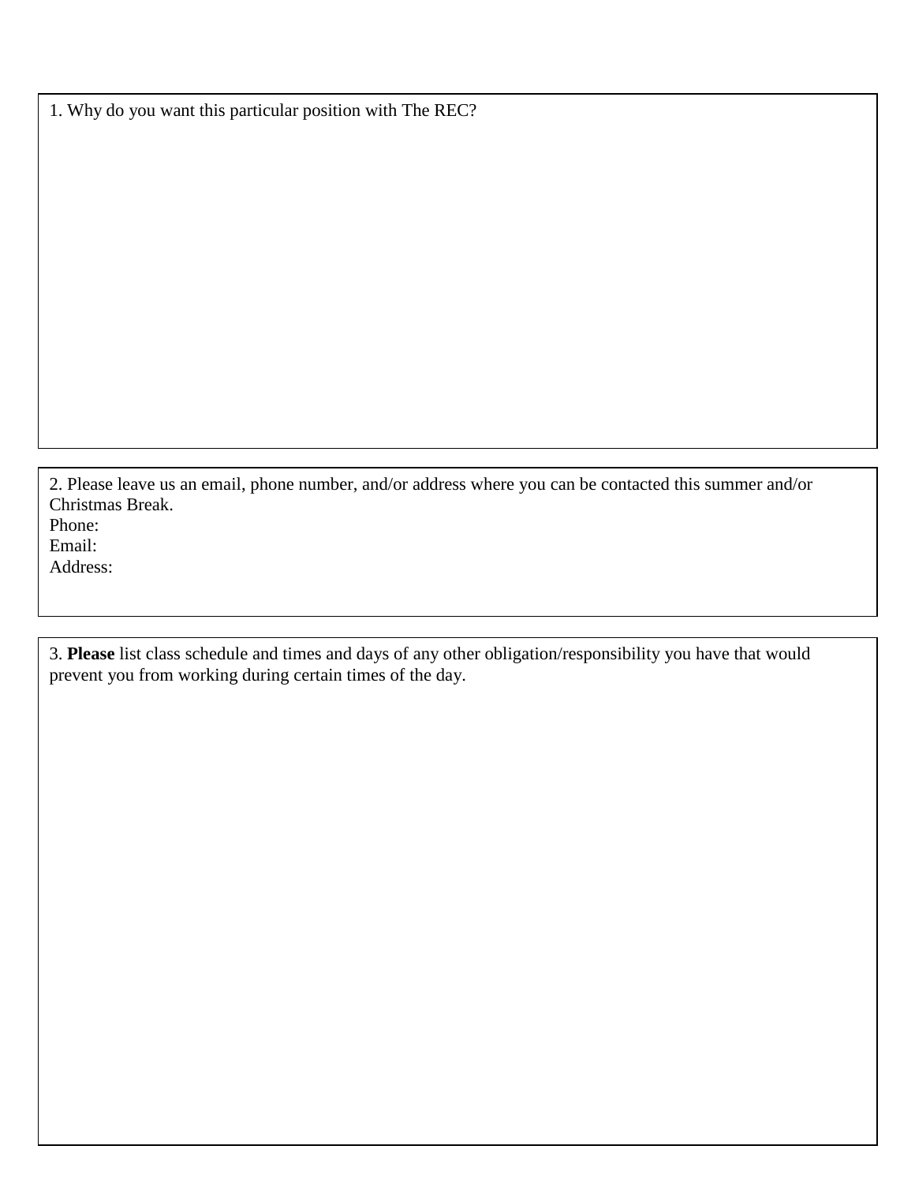1. Why do you want this particular position with The REC?

2. Please leave us an email, phone number, and/or address where you can be contacted this summer and/or Christmas Break.
Phone:
Email:
Address:

3. **Please** list class schedule and times and days of any other obligation/responsibility you have that would prevent you from working during certain times of the day.